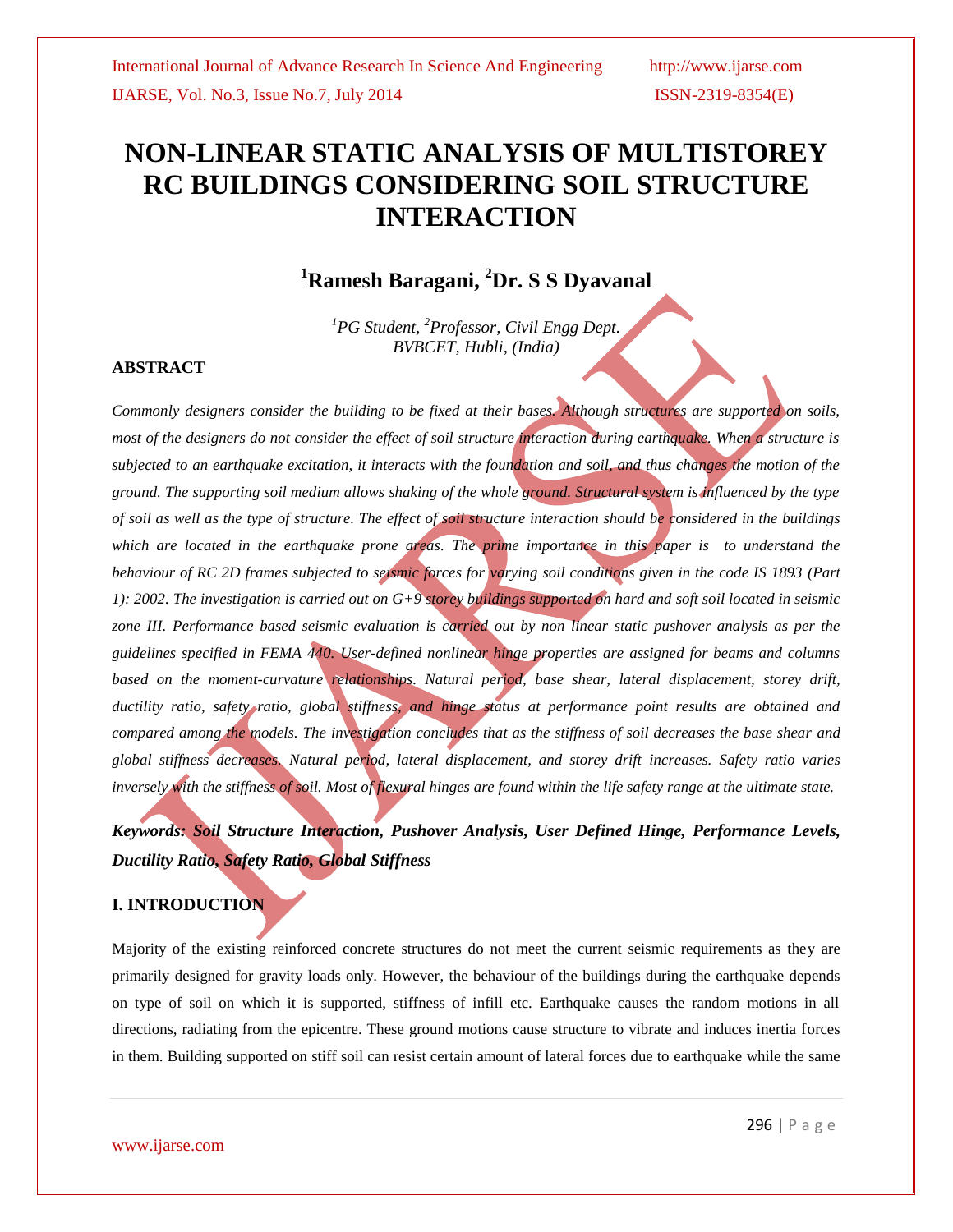# NON-LINEAR STATIC ANALYSIS OF MULTISTOREY RC BUILDINGS CONSIDERING SOIL STRUCTURE INTERACTION

**[1]Ramesh Baragani, [2]Dr. S S Dyavanal**

*[1]PG Student, [2]Professor, Civil Engg Dept.*
*BVBCET, Hubli, (India)*

## ABSTRACT

*Commonly designers consider the building to be fixed at their bases. Although structures are supported on soils, most of the designers do not consider the effect of soil structure interaction during earthquake. When a structure is subjected to an earthquake excitation, it interacts with the foundation and soil, and thus changes the motion of the ground. The supporting soil medium allows shaking of the whole ground. Structural system is influenced by the type of soil as well as the type of structure. The effect of soil structure interaction should be considered in the buildings which are located in the earthquake prone areas. The prime importance in this paper is to understand the behaviour of RC 2D frames subjected to seismic forces for varying soil conditions given in the code IS 1893 (Part 1): 2002. The investigation is carried out on G+9 storey buildings supported on hard and soft soil located in seismic zone III. Performance based seismic evaluation is carried out by non linear static pushover analysis as per the guidelines specified in FEMA 440. User-defined nonlinear hinge properties are assigned for beams and columns based on the moment-curvature relationships. Natural period, base shear, lateral displacement, storey drift, ductility ratio, safety ratio, global stiffness, and hinge status at performance point results are obtained and compared among the models. The investigation concludes that as the stiffness of soil decreases the base shear and global stiffness decreases. Natural period, lateral displacement, and storey drift increases. Safety ratio varies inversely with the stiffness of soil. Most of flexural hinges are found within the life safety range at the ultimate state.*

***Keywords: Soil Structure Interaction, Pushover Analysis, User Defined Hinge, Performance Levels, Ductility Ratio, Safety Ratio, Global Stiffness***

## I. INTRODUCTION

Majority of the existing reinforced concrete structures do not meet the current seismic requirements as they are primarily designed for gravity loads only. However, the behaviour of the buildings during the earthquake depends on type of soil on which it is supported, stiffness of infill etc. Earthquake causes the random motions in all directions, radiating from the epicentre. These ground motions cause structure to vibrate and induces inertia forces in them. Building supported on stiff soil can resist certain amount of lateral forces due to earthquake while the same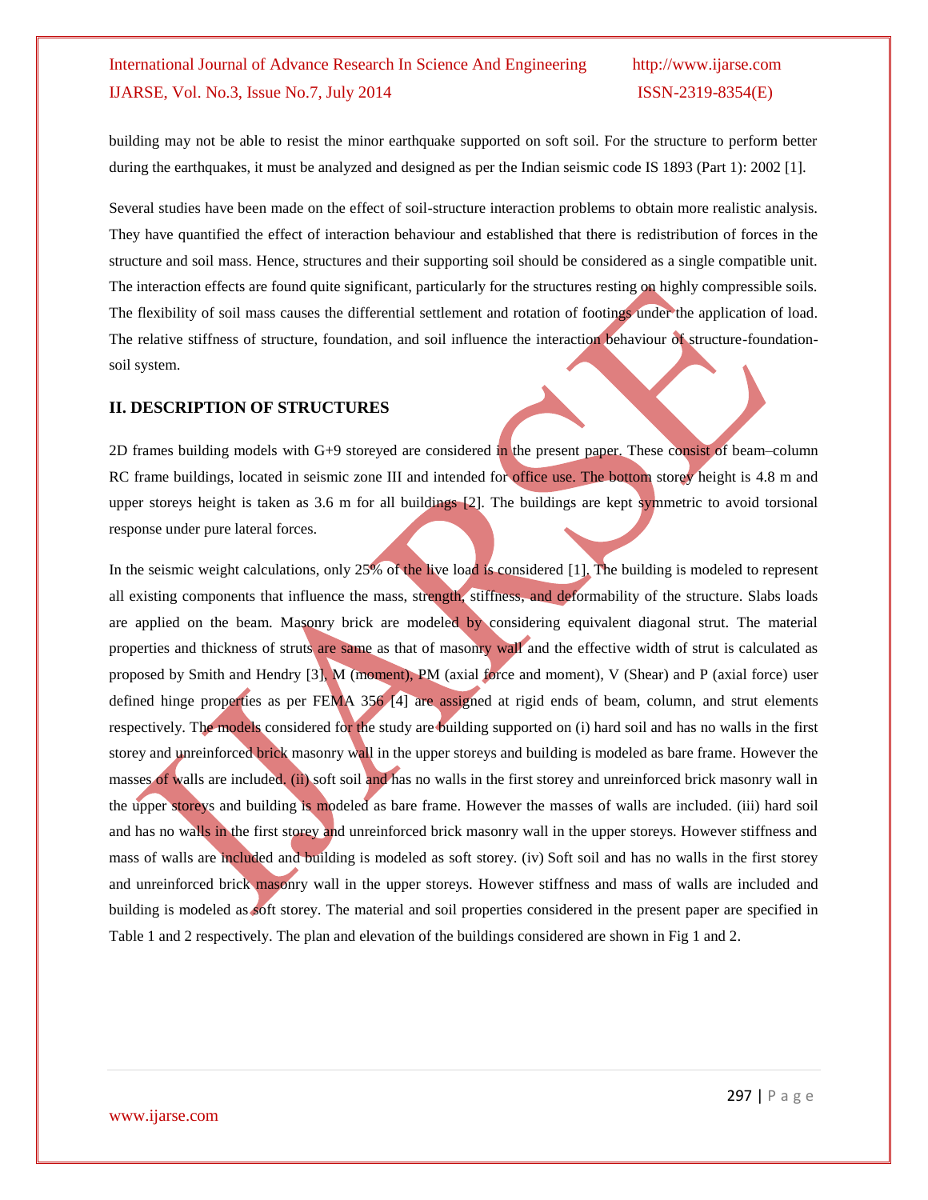building may not be able to resist the minor earthquake supported on soft soil. For the structure to perform better during the earthquakes, it must be analyzed and designed as per the Indian seismic code IS 1893 (Part 1): 2002 [1].

Several studies have been made on the effect of soil-structure interaction problems to obtain more realistic analysis. They have quantified the effect of interaction behaviour and established that there is redistribution of forces in the structure and soil mass. Hence, structures and their supporting soil should be considered as a single compatible unit. The interaction effects are found quite significant, particularly for the structures resting on highly compressible soils. The flexibility of soil mass causes the differential settlement and rotation of footings under the application of load. The relative stiffness of structure, foundation, and soil influence the interaction behaviour of structure-foundation-soil system.

## II. DESCRIPTION OF STRUCTURES

2D frames building models with G+9 storeyed are considered in the present paper. These consist of beam–column RC frame buildings, located in seismic zone III and intended for office use. The bottom storey height is 4.8 m and upper storeys height is taken as 3.6 m for all buildings [2]. The buildings are kept symmetric to avoid torsional response under pure lateral forces.

In the seismic weight calculations, only 25% of the live load is considered [1]. The building is modeled to represent all existing components that influence the mass, strength, stiffness, and deformability of the structure. Slabs loads are applied on the beam. Masonry brick are modeled by considering equivalent diagonal strut. The material properties and thickness of struts are same as that of masonry wall and the effective width of strut is calculated as proposed by Smith and Hendry [3], M (moment), PM (axial force and moment), V (Shear) and P (axial force) user defined hinge properties as per FEMA 356 [4] are assigned at rigid ends of beam, column, and strut elements respectively. The models considered for the study are building supported on (i) hard soil and has no walls in the first storey and unreinforced brick masonry wall in the upper storeys and building is modeled as bare frame. However the masses of walls are included. (ii) soft soil and has no walls in the first storey and unreinforced brick masonry wall in the upper storeys and building is modeled as bare frame. However the masses of walls are included. (iii) hard soil and has no walls in the first storey and unreinforced brick masonry wall in the upper storeys. However stiffness and mass of walls are included and building is modeled as soft storey. (iv) Soft soil and has no walls in the first storey and unreinforced brick masonry wall in the upper storeys. However stiffness and mass of walls are included and building is modeled as soft storey. The material and soil properties considered in the present paper are specified in Table 1 and 2 respectively. The plan and elevation of the buildings considered are shown in Fig 1 and 2.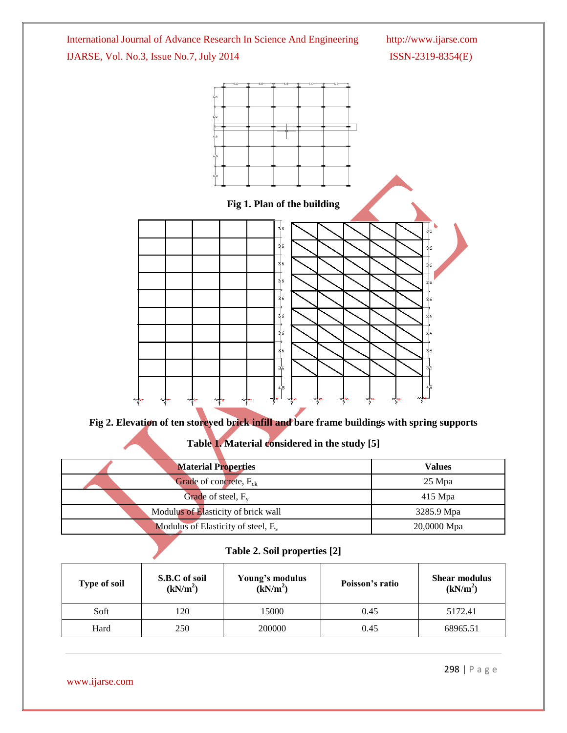**Fig 1. Plan of the building**

**Fig 2. Elevation of ten storeyed brick infill and bare frame buildings with spring supports**

**Table 1. Material considered in the study [5]**

| Material Properties | Values |
|---|---|
| Grade of concrete, $F_{ck}$ | 25 Mpa |
| Grade of steel, $F_y$ | 415 Mpa |
| Modulus of Elasticity of brick wall | 3285.9 Mpa |
| Modulus of Elasticity of steel, $E_s$ | 20,0000 Mpa |

**Table 2. Soil properties [2]**

| Type of soil | S.B.C of soil ($kN/m^2$) | Young's modulus ($kN/m^2$) | Poisson's ratio | Shear modulus ($kN/m^2$) |
|---|---|---|---|---|
| Soft | 120 | 15000 | 0.45 | 5172.41 |
| Hard | 250 | 200000 | 0.45 | 68965.51 |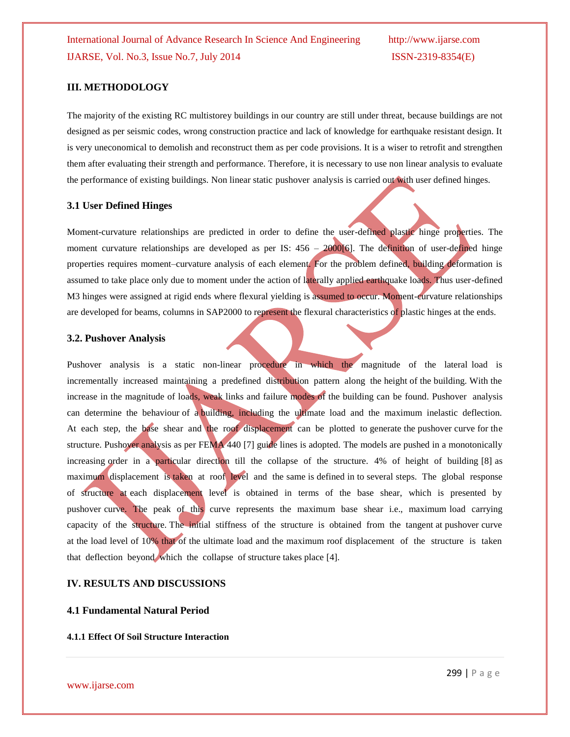## III. METHODOLOGY

The majority of the existing RC multistorey buildings in our country are still under threat, because buildings are not designed as per seismic codes, wrong construction practice and lack of knowledge for earthquake resistant design. It is very uneconomical to demolish and reconstruct them as per code provisions. It is a wiser to retrofit and strengthen them after evaluating their strength and performance. Therefore, it is necessary to use non linear analysis to evaluate the performance of existing buildings. Non linear static pushover analysis is carried out with user defined hinges.

### 3.1 User Defined Hinges

Moment-curvature relationships are predicted in order to define the user-defined plastic hinge properties. The moment curvature relationships are developed as per IS: 456 – 2000[6]. The definition of user-defined hinge properties requires moment–curvature analysis of each element. For the problem defined, building deformation is assumed to take place only due to moment under the action of laterally applied earthquake loads. Thus user-defined M3 hinges were assigned at rigid ends where flexural yielding is assumed to occur. Moment-curvature relationships are developed for beams, columns in SAP2000 to represent the flexural characteristics of plastic hinges at the ends.

### 3.2. Pushover Analysis

Pushover analysis is a static non-linear procedure in which the magnitude of the lateral load is incrementally increased maintaining a predefined distribution pattern along the height of the building. With the increase in the magnitude of loads, weak links and failure modes of the building can be found. Pushover analysis can determine the behaviour of a building, including the ultimate load and the maximum inelastic deflection. At each step, the base shear and the roof displacement can be plotted to generate the pushover curve for the structure. Pushover analysis as per FEMA 440 [7] guide lines is adopted. The models are pushed in a monotonically increasing order in a particular direction till the collapse of the structure. 4% of height of building [8] as maximum displacement is taken at roof level and the same is defined in to several steps. The global response of structure at each displacement level is obtained in terms of the base shear, which is presented by pushover curve. The peak of this curve represents the maximum base shear i.e., maximum load carrying capacity of the structure. The initial stiffness of the structure is obtained from the tangent at pushover curve at the load level of 10% that of the ultimate load and the maximum roof displacement of the structure is taken that deflection beyond which the collapse of structure takes place [4].

## IV. RESULTS AND DISCUSSIONS

### 4.1 Fundamental Natural Period

#### 4.1.1 Effect Of Soil Structure Interaction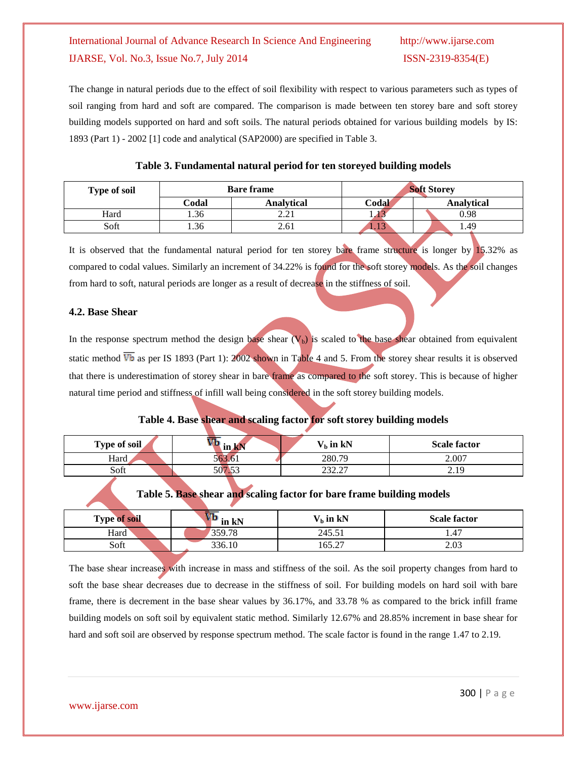The change in natural periods due to the effect of soil flexibility with respect to various parameters such as types of soil ranging from hard and soft are compared. The comparison is made between ten storey bare and soft storey building models supported on hard and soft soils. The natural periods obtained for various building models by IS: 1893 (Part 1) - 2002 [1] code and analytical (SAP2000) are specified in Table 3.

**Table 3. Fundamental natural period for ten storeyed building models**

| Type of soil | Bare frame | | Soft Storey | |
|---|---|---|---|---|
| | Codal | Analytical | Codal | Analytical |
| Hard | 1.36 | 2.21 | 1.13 | 0.98 |
| Soft | 1.36 | 2.61 | 1.13 | 1.49 |

It is observed that the fundamental natural period for ten storey bare frame structure is longer by 15.32% as compared to codal values. Similarly an increment of 34.22% is found for the soft storey models. As the soil changes from hard to soft, natural periods are longer as a result of decrease in the stiffness of soil.

### 4.2. Base Shear

In the response spectrum method the design base shear ($V_b$) is scaled to the base shear obtained from equivalent static method $\overline{V_b}$ as per IS 1893 (Part 1): 2002 shown in Table 4 and 5. From the storey shear results it is observed that there is underestimation of storey shear in bare frame as compared to the soft storey. This is because of higher natural time period and stiffness of infill wall being considered in the soft storey building models.

**Table 4. Base shear and scaling factor for soft storey building models**

| Type of soil | $\overline{V_b}$ in kN | $V_b$ in kN | Scale factor |
|---|---|---|---|
| Hard | 563.61 | 280.79 | 2.007 |
| Soft | 507.53 | 232.27 | 2.19 |

**Table 5. Base shear and scaling factor for bare frame building models**

| Type of soil | $\overline{V_b}$ in kN | $V_b$ in kN | Scale factor |
|---|---|---|---|
| Hard | 359.78 | 245.51 | 1.47 |
| Soft | 336.10 | 165.27 | 2.03 |

The base shear increases with increase in mass and stiffness of the soil. As the soil property changes from hard to soft the base shear decreases due to decrease in the stiffness of soil. For building models on hard soil with bare frame, there is decrement in the base shear values by 36.17%, and 33.78 % as compared to the brick infill frame building models on soft soil by equivalent static method. Similarly 12.67% and 28.85% increment in base shear for hard and soft soil are observed by response spectrum method. The scale factor is found in the range 1.47 to 2.19.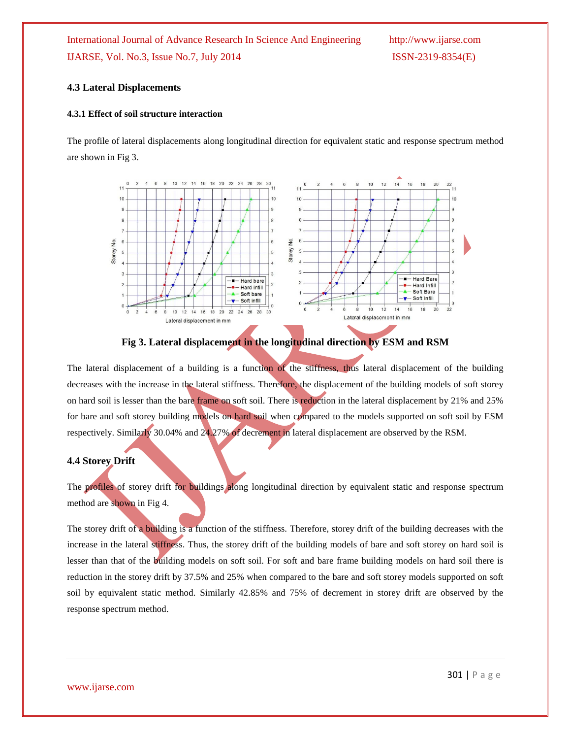### 4.3 Lateral Displacements

#### 4.3.1 Effect of soil structure interaction

The profile of lateral displacements along longitudinal direction for equivalent static and response spectrum method are shown in Fig 3.

**Fig 3. Lateral displacement in the longitudinal direction by ESM and RSM**

The lateral displacement of a building is a function of the stiffness, thus lateral displacement of the building decreases with the increase in the lateral stiffness. Therefore, the displacement of the building models of soft storey on hard soil is lesser than the bare frame on soft soil. There is reduction in the lateral displacement by 21% and 25% for bare and soft storey building models on hard soil when compared to the models supported on soft soil by ESM respectively. Similarly 30.04% and 24.27% of decrement in lateral displacement are observed by the RSM.

### 4.4 Storey Drift

The profiles of storey drift for buildings along longitudinal direction by equivalent static and response spectrum method are shown in Fig 4.

The storey drift of a building is a function of the stiffness. Therefore, storey drift of the building decreases with the increase in the lateral stiffness. Thus, the storey drift of the building models of bare and soft storey on hard soil is lesser than that of the building models on soft soil. For soft and bare frame building models on hard soil there is reduction in the storey drift by 37.5% and 25% when compared to the bare and soft storey models supported on soft soil by equivalent static method. Similarly 42.85% and 75% of decrement in storey drift are observed by the response spectrum method.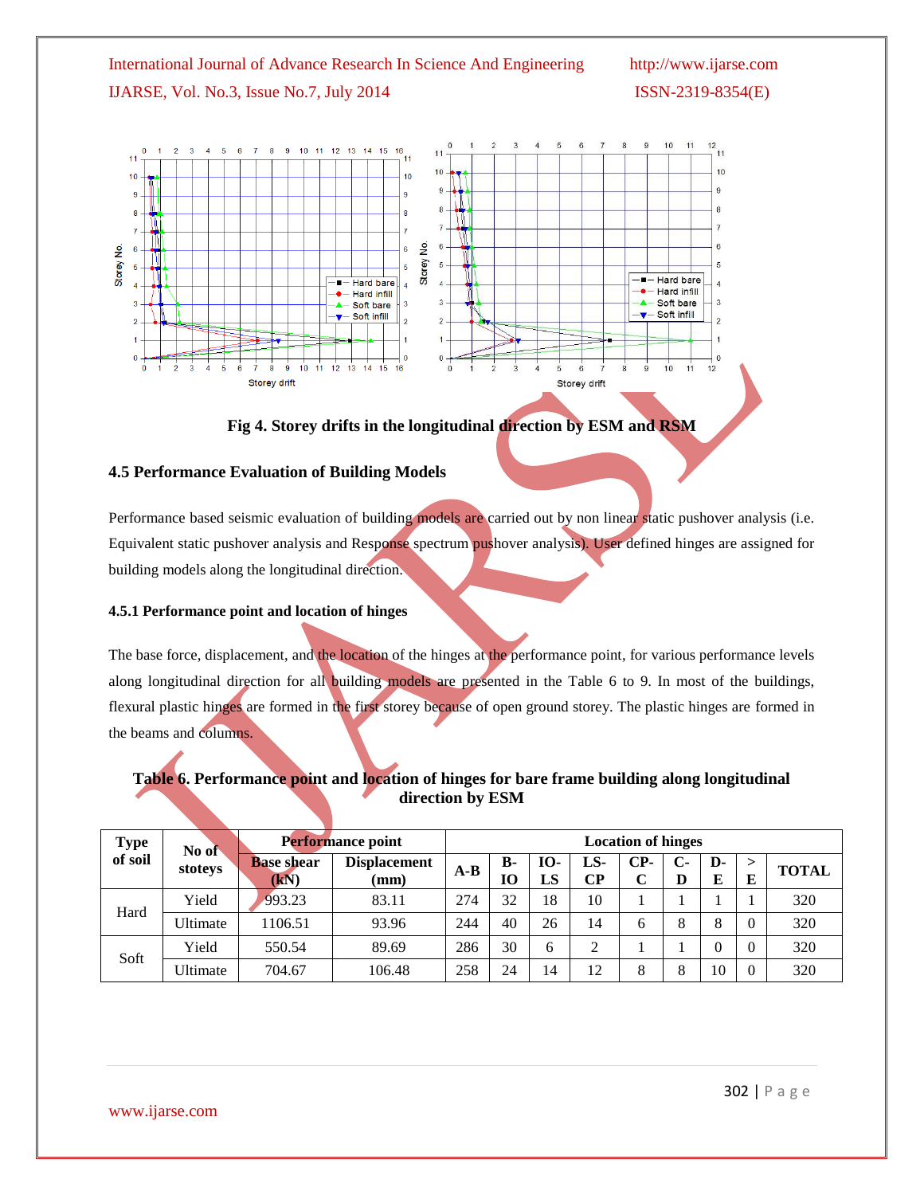Fig 4. Storey drifts in the longitudinal direction by ESM and RSM

### 4.5 Performance Evaluation of Building Models

Performance based seismic evaluation of building models are carried out by non linear static pushover analysis (i.e. Equivalent static pushover analysis and Response spectrum pushover analysis). User defined hinges are assigned for building models along the longitudinal direction.

#### 4.5.1 Performance point and location of hinges

The base force, displacement, and the location of the hinges at the performance point, for various performance levels along longitudinal direction for all building models are presented in the Table 6 to 9. In most of the buildings, flexural plastic hinges are formed in the first storey because of open ground storey. The plastic hinges are formed in the beams and columns.

**Table 6. Performance point and location of hinges for bare frame building along longitudinal direction by ESM**

| Type of soil | No of stoteys | Performance point | | Location of hinges | | | | | | | | |
|---|---|---|---|---|---|---|---|---|---|---|---|---|
| | | Base shear (kN) | Displacement (mm) | A-B | B-IO | IO-LS | LS-CP | CP-C | C-D | D-E | > E | TOTAL |
| Hard | Yield | 993.23 | 83.11 | 274 | 32 | 18 | 10 | 1 | 1 | 1 | 1 | 320 |
| | Ultimate | 1106.51 | 93.96 | 244 | 40 | 26 | 14 | 6 | 8 | 8 | 0 | 320 |
| Soft | Yield | 550.54 | 89.69 | 286 | 30 | 6 | 2 | 1 | 1 | 0 | 0 | 320 |
| | Ultimate | 704.67 | 106.48 | 258 | 24 | 14 | 12 | 8 | 8 | 10 | 0 | 320 |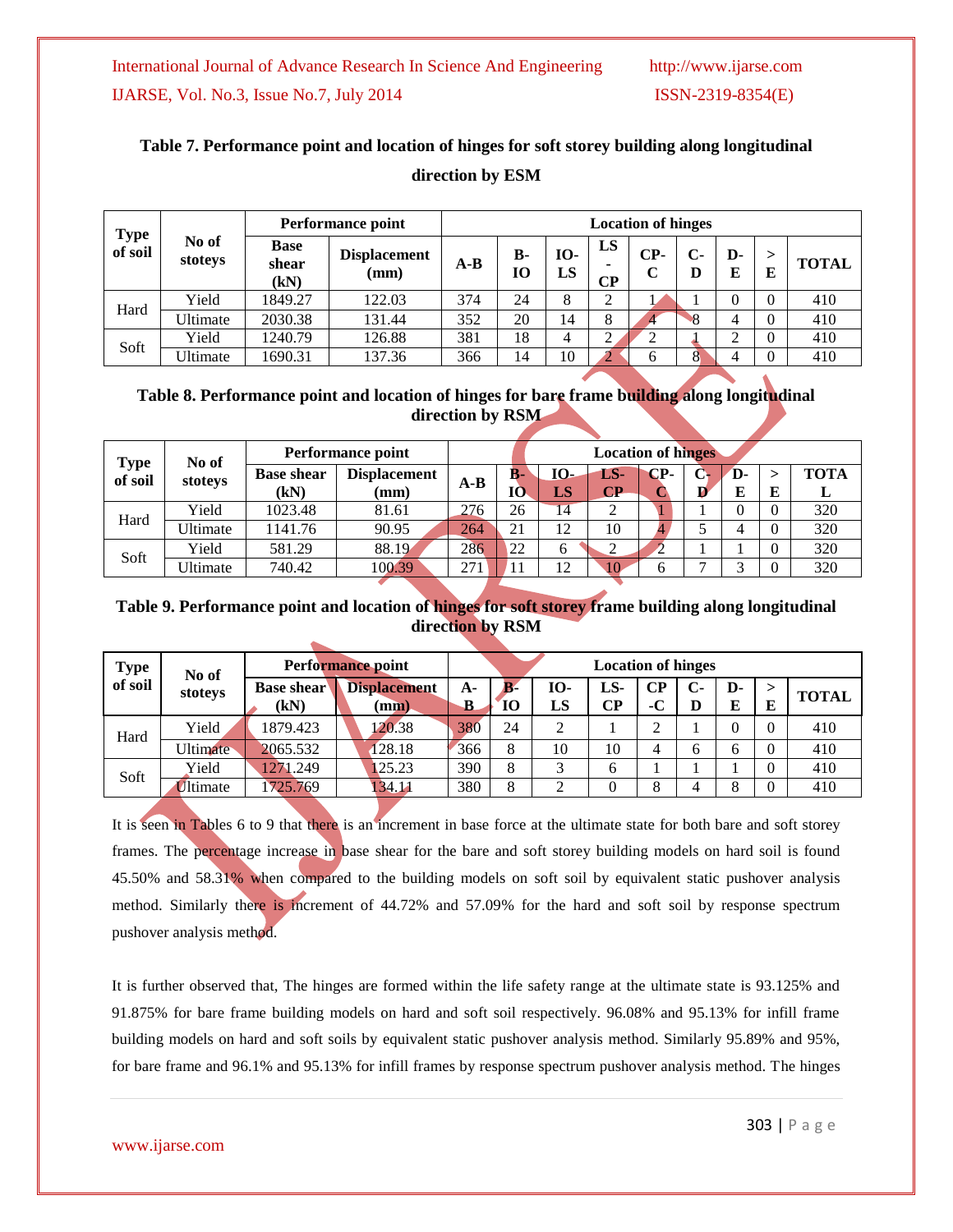**Table 7. Performance point and location of hinges for soft storey building along longitudinal direction by ESM**

| Type of soil | No of stoteys | Performance point | | Location of hinges | | | | | | | | |
|---|---|---|---|---|---|---|---|---|---|---|---|---|
| | | Base shear (kN) | Displacement (mm) | A-B | B-IO | IO-LS | LS-CP | CP-C | C-D | D-E | >E | TOTAL |
| Hard | Yield | 1849.27 | 122.03 | 374 | 24 | 8 | 2 | 1 | 1 | 0 | 0 | 410 |
| | Ultimate | 2030.38 | 131.44 | 352 | 20 | 14 | 8 | 4 | 8 | 4 | 0 | 410 |
| Soft | Yield | 1240.79 | 126.88 | 381 | 18 | 4 | 2 | 2 | 1 | 2 | 0 | 410 |
| | Ultimate | 1690.31 | 137.36 | 366 | 14 | 10 | 2 | 6 | 8 | 4 | 0 | 410 |

**Table 8. Performance point and location of hinges for bare frame building along longitudinal direction by RSM**

| Type of soil | No of stoteys | Performance point | | Location of hinges | | | | | | | | |
|---|---|---|---|---|---|---|---|---|---|---|---|---|
| | | Base shear (kN) | Displacement (mm) | A-B | B-IO | IO-LS | LS-CP | CP-C | C-D | D-E | >E | TOTAL |
| Hard | Yield | 1023.48 | 81.61 | 276 | 26 | 14 | 2 | 1 | 1 | 0 | 0 | 320 |
| | Ultimate | 1141.76 | 90.95 | 264 | 21 | 12 | 10 | 4 | 5 | 4 | 0 | 320 |
| Soft | Yield | 581.29 | 88.19 | 286 | 22 | 6 | 2 | 2 | 1 | 1 | 0 | 320 |
| | Ultimate | 740.42 | 100.39 | 271 | 11 | 12 | 10 | 6 | 7 | 3 | 0 | 320 |

**Table 9. Performance point and location of hinges for soft storey frame building along longitudinal direction by RSM**

| Type of soil | No of stoteys | Performance point | | Location of hinges | | | | | | | | |
|---|---|---|---|---|---|---|---|---|---|---|---|---|
| | | Base shear (kN) | Displacement (mm) | A-B | B-IO | IO-LS | LS-CP | CP-C | C-D | D-E | >E | TOTAL |
| Hard | Yield | 1879.423 | 120.38 | 380 | 24 | 2 | 1 | 2 | 1 | 0 | 0 | 410 |
| | Ultimate | 2065.532 | 128.18 | 366 | 8 | 10 | 10 | 4 | 6 | 6 | 0 | 410 |
| Soft | Yield | 1271.249 | 125.23 | 390 | 8 | 3 | 6 | 1 | 1 | 1 | 0 | 410 |
| | Ultimate | 1725.769 | 134.11 | 380 | 8 | 2 | 0 | 8 | 4 | 8 | 0 | 410 |

It is seen in Tables 6 to 9 that there is an increment in base force at the ultimate state for both bare and soft storey frames. The percentage increase in base shear for the bare and soft storey building models on hard soil is found 45.50% and 58.31% when compared to the building models on soft soil by equivalent static pushover analysis method. Similarly there is increment of 44.72% and 57.09% for the hard and soft soil by response spectrum pushover analysis method.

It is further observed that, The hinges are formed within the life safety range at the ultimate state is 93.125% and 91.875% for bare frame building models on hard and soft soil respectively. 96.08% and 95.13% for infill frame building models on hard and soft soils by equivalent static pushover analysis method. Similarly 95.89% and 95%, for bare frame and 96.1% and 95.13% for infill frames by response spectrum pushover analysis method. The hinges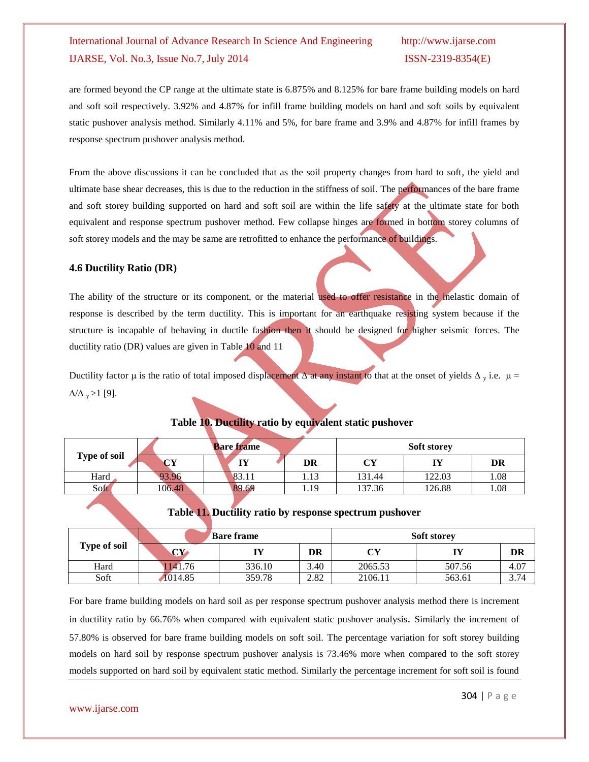are formed beyond the CP range at the ultimate state is 6.875% and 8.125% for bare frame building models on hard and soft soil respectively. 3.92% and 4.87% for infill frame building models on hard and soft soils by equivalent static pushover analysis method. Similarly 4.11% and 5%, for bare frame and 3.9% and 4.87% for infill frames by response spectrum pushover analysis method.

From the above discussions it can be concluded that as the soil property changes from hard to soft, the yield and ultimate base shear decreases, this is due to the reduction in the stiffness of soil. The performances of the bare frame and soft storey building supported on hard and soft soil are within the life safety at the ultimate state for both equivalent and response spectrum pushover method. Few collapse hinges are formed in bottom storey columns of soft storey models and the may be same are retrofitted to enhance the performance of buildings.

### 4.6 Ductility Ratio (DR)

The ability of the structure or its component, or the material used to offer resistance in the inelastic domain of response is described by the term ductility. This is important for an earthquake resisting system because if the structure is incapable of behaving in ductile fashion then it should be designed for higher seismic forces. The ductility ratio (DR) values are given in Table 10 and 11

Ductility factor $\mu$ is the ratio of total imposed displacement $\Delta$ at any instant to that at the onset of yields $\Delta_y$ i.e. $\mu = \Delta/\Delta_y > 1$ [9].

**Table 10. Ductility ratio by equivalent static pushover**

| Type of soil | Bare frame | | | Soft storey | | |
|---|---|---|---|---|---|---|
| | CY | IY | DR | CY | IY | DR |
| Hard | 93.96 | 83.11 | 1.13 | 131.44 | 122.03 | 1.08 |
| Soft | 106.48 | 89.69 | 1.19 | 137.36 | 126.88 | 1.08 |

**Table 11. Ductility ratio by response spectrum pushover**

| Type of soil | Bare frame | | | Soft storey | | |
|---|---|---|---|---|---|---|
| | CY | IY | DR | CY | IY | DR |
| Hard | 1141.76 | 336.10 | 3.40 | 2065.53 | 507.56 | 4.07 |
| Soft | 1014.85 | 359.78 | 2.82 | 2106.11 | 563.61 | 3.74 |

For bare frame building models on hard soil as per response spectrum pushover analysis method there is increment in ductility ratio by 66.76% when compared with equivalent static pushover analysis. Similarly the increment of 57.80% is observed for bare frame building models on soft soil. The percentage variation for soft storey building models on hard soil by response spectrum pushover analysis is 73.46% more when compared to the soft storey models supported on hard soil by equivalent static method. Similarly the percentage increment for soft soil is found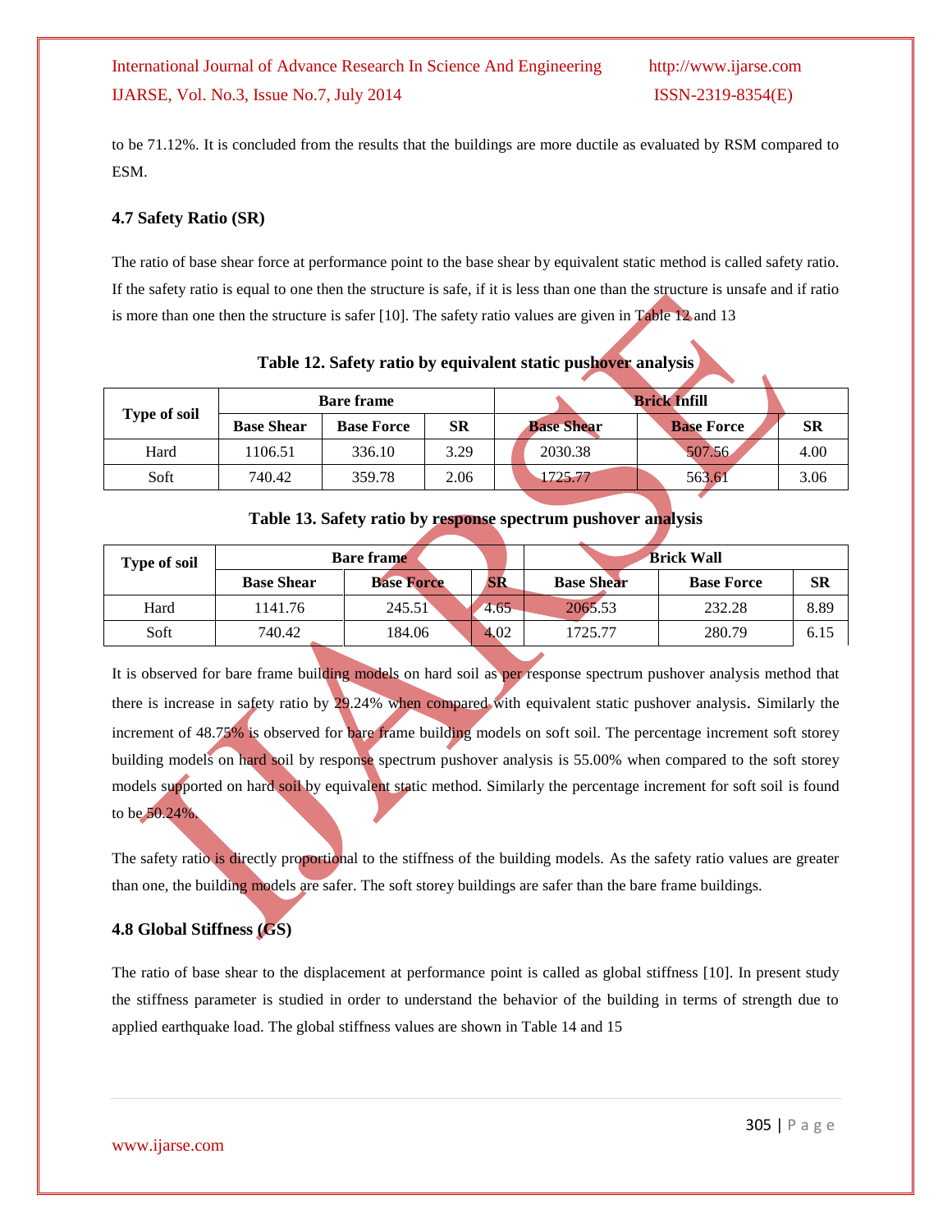to be 71.12%. It is concluded from the results that the buildings are more ductile as evaluated by RSM compared to ESM.

### 4.7 Safety Ratio (SR)

The ratio of base shear force at performance point to the base shear by equivalent static method is called safety ratio. If the safety ratio is equal to one then the structure is safe, if it is less than one than the structure is unsafe and if ratio is more than one then the structure is safer [10]. The safety ratio values are given in Table 12 and 13

**Table 12. Safety ratio by equivalent static pushover analysis**

| Type of soil | Bare frame | | | Brick Infill | | |
|---|---|---|---|---|---|---|
| | Base Shear | Base Force | SR | Base Shear | Base Force | SR |
| Hard | 1106.51 | 336.10 | 3.29 | 2030.38 | 507.56 | 4.00 |
| Soft | 740.42 | 359.78 | 2.06 | 1725.77 | 563.61 | 3.06 |

**Table 13. Safety ratio by response spectrum pushover analysis**

| Type of soil | Bare frame | | | Brick Wall | | |
|---|---|---|---|---|---|---|
| | Base Shear | Base Force | SR | Base Shear | Base Force | SR |
| Hard | 1141.76 | 245.51 | 4.65 | 2065.53 | 232.28 | 8.89 |
| Soft | 740.42 | 184.06 | 4.02 | 1725.77 | 280.79 | 6.15 |

It is observed for bare frame building models on hard soil as per response spectrum pushover analysis method that there is increase in safety ratio by 29.24% when compared with equivalent static pushover analysis. Similarly the increment of 48.75% is observed for bare frame building models on soft soil. The percentage increment soft storey building models on hard soil by response spectrum pushover analysis is 55.00% when compared to the soft storey models supported on hard soil by equivalent static method. Similarly the percentage increment for soft soil is found to be 50.24%.

The safety ratio is directly proportional to the stiffness of the building models. As the safety ratio values are greater than one, the building models are safer. The soft storey buildings are safer than the bare frame buildings.

### 4.8 Global Stiffness (GS)

The ratio of base shear to the displacement at performance point is called as global stiffness [10]. In present study the stiffness parameter is studied in order to understand the behavior of the building in terms of strength due to applied earthquake load. The global stiffness values are shown in Table 14 and 15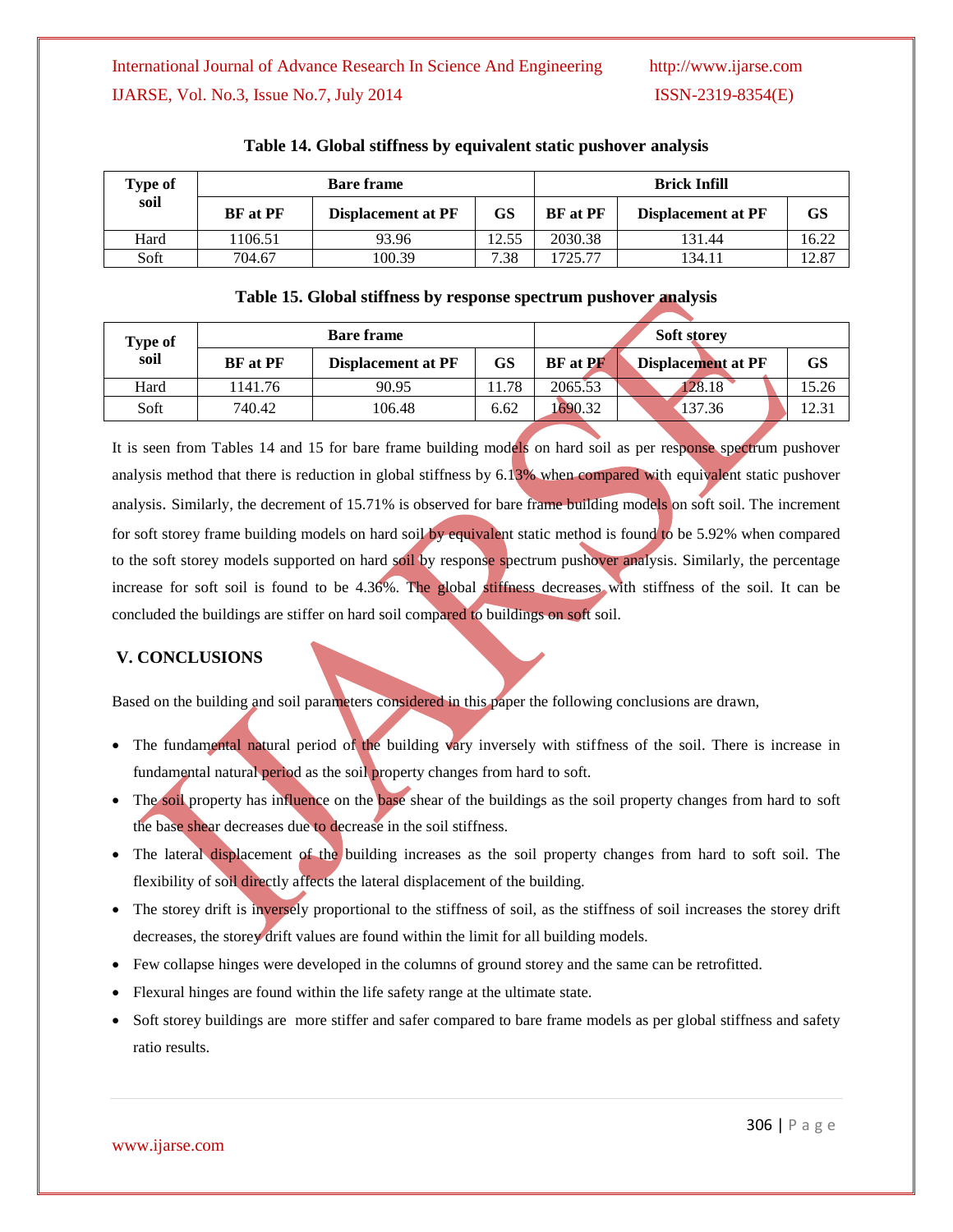**Table 14. Global stiffness by equivalent static pushover analysis**

| Type of soil | Bare frame | | | Brick Infill | | |
|---|---|---|---|---|---|---|
| | BF at PF | Displacement at PF | GS | BF at PF | Displacement at PF | GS |
| Hard | 1106.51 | 93.96 | 12.55 | 2030.38 | 131.44 | 16.22 |
| Soft | 704.67 | 100.39 | 7.38 | 1725.77 | 134.11 | 12.87 |

**Table 15. Global stiffness by response spectrum pushover analysis**

| Type of soil | Bare frame | | | Soft storey | | |
|---|---|---|---|---|---|---|
| | BF at PF | Displacement at PF | GS | BF at PF | Displacement at PF | GS |
| Hard | 1141.76 | 90.95 | 11.78 | 2065.53 | 128.18 | 15.26 |
| Soft | 740.42 | 106.48 | 6.62 | 1690.32 | 137.36 | 12.31 |

It is seen from Tables 14 and 15 for bare frame building models on hard soil as per response spectrum pushover analysis method that there is reduction in global stiffness by 6.13% when compared with equivalent static pushover analysis. Similarly, the decrement of 15.71% is observed for bare frame building models on soft soil. The increment for soft storey frame building models on hard soil by equivalent static method is found to be 5.92% when compared to the soft storey models supported on hard soil by response spectrum pushover analysis. Similarly, the percentage increase for soft soil is found to be 4.36%. The global stiffness decreases with stiffness of the soil. It can be concluded the buildings are stiffer on hard soil compared to buildings on soft soil.

## V. CONCLUSIONS

Based on the building and soil parameters considered in this paper the following conclusions are drawn,

- The fundamental natural period of the building vary inversely with stiffness of the soil. There is increase in fundamental natural period as the soil property changes from hard to soft.
- The soil property has influence on the base shear of the buildings as the soil property changes from hard to soft the base shear decreases due to decrease in the soil stiffness.
- The lateral displacement of the building increases as the soil property changes from hard to soft soil. The flexibility of soil directly affects the lateral displacement of the building.
- The storey drift is inversely proportional to the stiffness of soil, as the stiffness of soil increases the storey drift decreases, the storey drift values are found within the limit for all building models.
- Few collapse hinges were developed in the columns of ground storey and the same can be retrofitted.
- Flexural hinges are found within the life safety range at the ultimate state.
- Soft storey buildings are more stiffer and safer compared to bare frame models as per global stiffness and safety ratio results.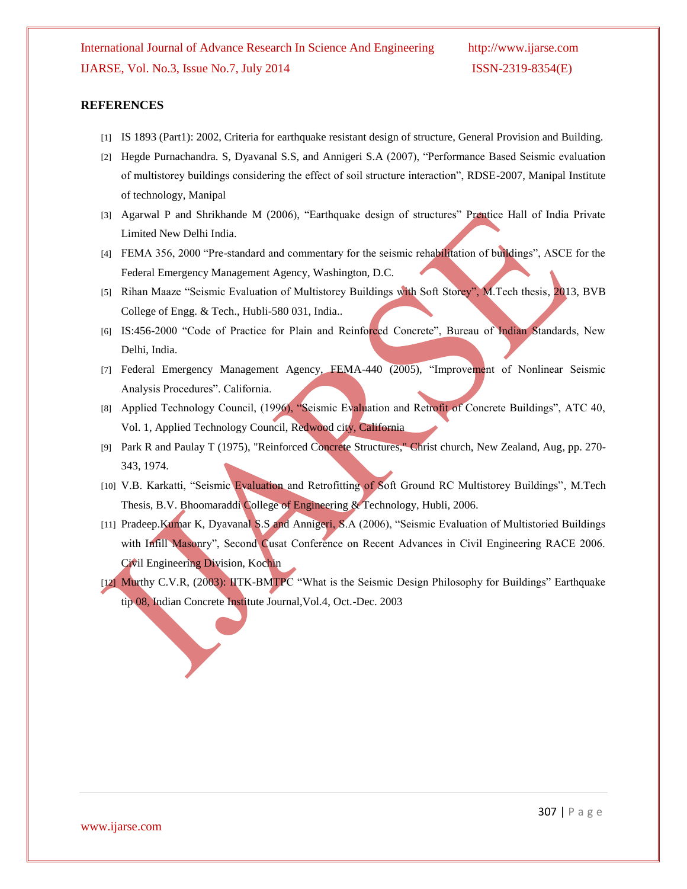## REFERENCES

[1] IS 1893 (Part1): 2002, Criteria for earthquake resistant design of structure, General Provision and Building.

[2] Hegde Purnachandra. S, Dyavanal S.S, and Annigeri S.A (2007), "Performance Based Seismic evaluation of multistorey buildings considering the effect of soil structure interaction", RDSE-2007, Manipal Institute of technology, Manipal

[3] Agarwal P and Shrikhande M (2006), "Earthquake design of structures" Prentice Hall of India Private Limited New Delhi India.

[4] FEMA 356, 2000 "Pre-standard and commentary for the seismic rehabilitation of buildings", ASCE for the Federal Emergency Management Agency, Washington, D.C.

[5] Rihan Maaze "Seismic Evaluation of Multistorey Buildings with Soft Storey", M.Tech thesis, 2013, BVB College of Engg. & Tech., Hubli-580 031, India..

[6] IS:456-2000 "Code of Practice for Plain and Reinforced Concrete", Bureau of Indian Standards, New Delhi, India.

[7] Federal Emergency Management Agency, FEMA-440 (2005), "Improvement of Nonlinear Seismic Analysis Procedures". California.

[8] Applied Technology Council, (1996), "Seismic Evaluation and Retrofit of Concrete Buildings", ATC 40, Vol. 1, Applied Technology Council, Redwood city, California

[9] Park R and Paulay T (1975), "Reinforced Concrete Structures," Christ church, New Zealand, Aug, pp. 270-343, 1974.

[10] V.B. Karkatti, "Seismic Evaluation and Retrofitting of Soft Ground RC Multistorey Buildings", M.Tech Thesis, B.V. Bhoomaraddi College of Engineering & Technology, Hubli, 2006.

[11] Pradeep.Kumar K, Dyavanal S.S and Annigeri, S.A (2006), "Seismic Evaluation of Multistoried Buildings with Infill Masonry", Second Cusat Conference on Recent Advances in Civil Engineering RACE 2006. Civil Engineering Division, Kochin

[12] Murthy C.V.R, (2003): IITK-BMTPC "What is the Seismic Design Philosophy for Buildings" Earthquake tip 08, Indian Concrete Institute Journal,Vol.4, Oct.-Dec. 2003